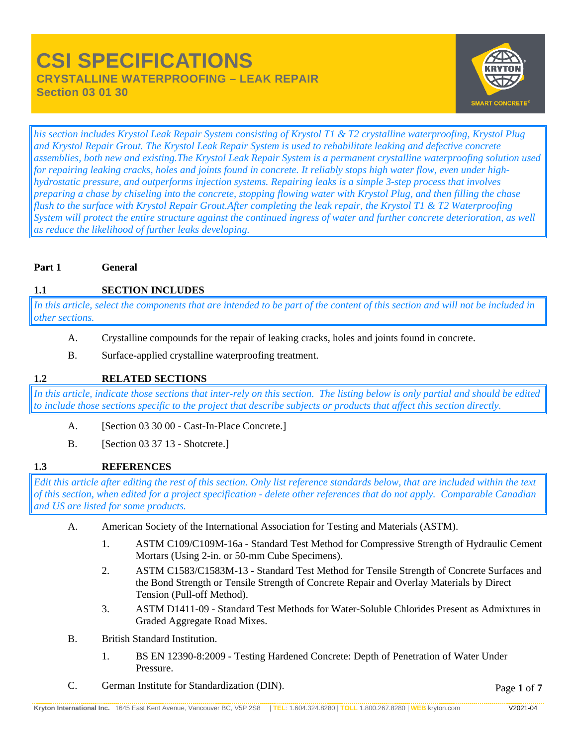# CSI SPECIFICATIONS

## CRYSTALLINE WATERPROOFING – LEAK REPAIR

## Section 03 01 30

*his section includes Krystol Leak Repair System consisting of Krystol T1 & T2 crystalline waterproofing, Krystol Plug and Krystol Repair Grout. The Krystol Leak Repair System is used to rehabilitate leaking and defective concrete assemblies, both new and existing.The Krystol Leak Repair System is a permanent crystalline waterproofing solution used for repairing leaking cracks, holes and joints found in concrete. It reliably stops high water flow, even under high-hydrostatic pressure, and outperforms injection systems. Repairing leaks is a simple 3-step process that involves preparing a chase by chiseling into the concrete, stopping flowing water with Krystol Plug, and then filling the chase flush to the surface with Krystol Repair Grout.After completing the leak repair, the Krystol T1 & T2 Waterproofing System will protect the entire structure against the continued ingress of water and further concrete deterioration, as well as reduce the likelihood of further leaks developing.*

**Part 1 General**

**1.1 SECTION INCLUDES**

*In this article, select the components that are intended to be part of the content of this section and will not be included in other sections.*

A. Crystalline compounds for the repair of leaking cracks, holes and joints found in concrete.

B. Surface-applied crystalline waterproofing treatment.

**1.2 RELATED SECTIONS**

*In this article, indicate those sections that inter-rely on this section. The listing below is only partial and should be edited to include those sections specific to the project that describe subjects or products that affect this section directly.*

A. [Section 03 30 00 - Cast-In-Place Concrete.]

B. [Section 03 37 13 - Shotcrete.]

**1.3 REFERENCES**

*Edit this article after editing the rest of this section. Only list reference standards below, that are included within the text of this section, when edited for a project specification - delete other references that do not apply. Comparable Canadian and US are listed for some products.*

A. American Society of the International Association for Testing and Materials (ASTM).

1. ASTM C109/C109M-16a - Standard Test Method for Compressive Strength of Hydraulic Cement Mortars (Using 2-in. or 50-mm Cube Specimens).
2. ASTM C1583/C1583M-13 - Standard Test Method for Tensile Strength of Concrete Surfaces and the Bond Strength or Tensile Strength of Concrete Repair and Overlay Materials by Direct Tension (Pull-off Method).
3. ASTM D1411-09 - Standard Test Methods for Water-Soluble Chlorides Present as Admixtures in Graded Aggregate Road Mixes.

B. British Standard Institution.

1. BS EN 12390-8:2009 - Testing Hardened Concrete: Depth of Penetration of Water Under Pressure.

C. German Institute for Standardization (DIN).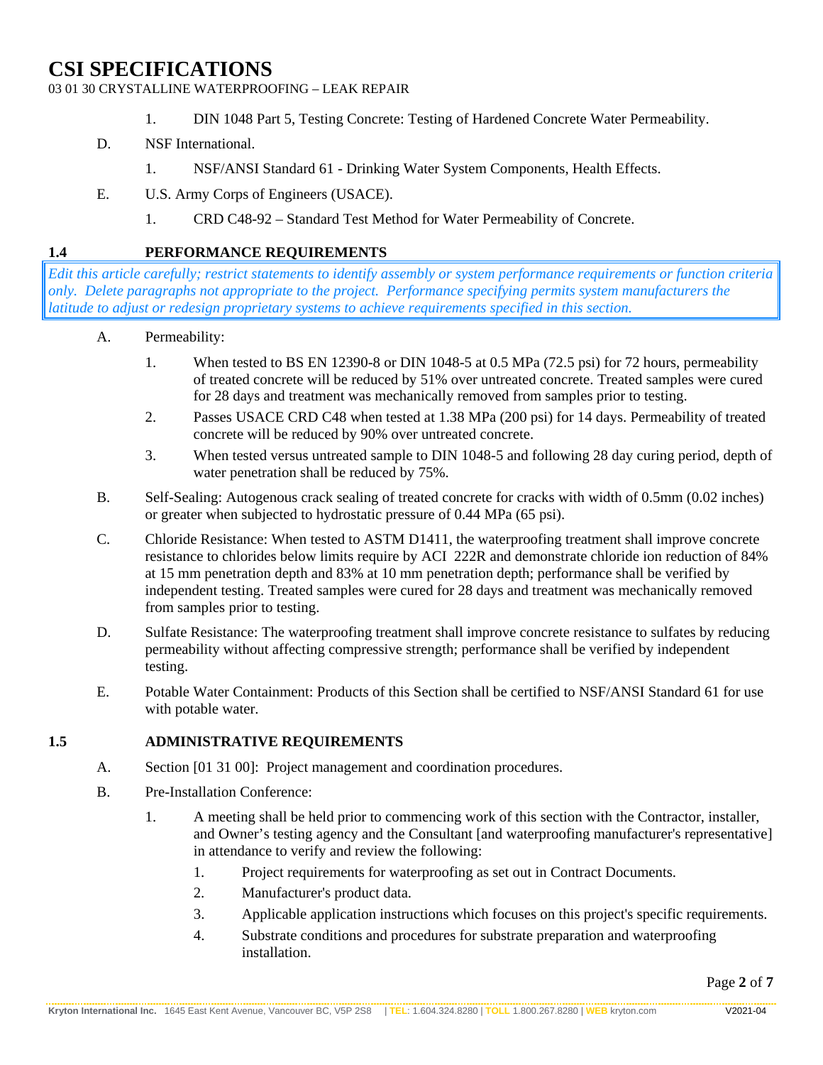1. DIN 1048 Part 5, Testing Concrete: Testing of Hardened Concrete Water Permeability.

D. NSF International.

   1. NSF/ANSI Standard 61 - Drinking Water System Components, Health Effects.

E. U.S. Army Corps of Engineers (USACE).

   1. CRD C48-92 – Standard Test Method for Water Permeability of Concrete.

## 1.4 PERFORMANCE REQUIREMENTS

*Edit this article carefully; restrict statements to identify assembly or system performance requirements or function criteria only. Delete paragraphs not appropriate to the project. Performance specifying permits system manufacturers the latitude to adjust or redesign proprietary systems to achieve requirements specified in this section.*

A. Permeability:

   1. When tested to BS EN 12390-8 or DIN 1048-5 at 0.5 MPa (72.5 psi) for 72 hours, permeability of treated concrete will be reduced by 51% over untreated concrete. Treated samples were cured for 28 days and treatment was mechanically removed from samples prior to testing.
   2. Passes USACE CRD C48 when tested at 1.38 MPa (200 psi) for 14 days. Permeability of treated concrete will be reduced by 90% over untreated concrete.
   3. When tested versus untreated sample to DIN 1048-5 and following 28 day curing period, depth of water penetration shall be reduced by 75%.

B. Self-Sealing: Autogenous crack sealing of treated concrete for cracks with width of 0.5mm (0.02 inches) or greater when subjected to hydrostatic pressure of 0.44 MPa (65 psi).

C. Chloride Resistance: When tested to ASTM D1411, the waterproofing treatment shall improve concrete resistance to chlorides below limits require by ACI 222R and demonstrate chloride ion reduction of 84% at 15 mm penetration depth and 83% at 10 mm penetration depth; performance shall be verified by independent testing. Treated samples were cured for 28 days and treatment was mechanically removed from samples prior to testing.

D. Sulfate Resistance: The waterproofing treatment shall improve concrete resistance to sulfates by reducing permeability without affecting compressive strength; performance shall be verified by independent testing.

E. Potable Water Containment: Products of this Section shall be certified to NSF/ANSI Standard 61 for use with potable water.

## 1.5 ADMINISTRATIVE REQUIREMENTS

A. Section [01 31 00]: Project management and coordination procedures.

B. Pre-Installation Conference:

   1. A meeting shall be held prior to commencing work of this section with the Contractor, installer, and Owner's testing agency and the Consultant [and waterproofing manufacturer's representative] in attendance to verify and review the following:
      1. Project requirements for waterproofing as set out in Contract Documents.
      2. Manufacturer's product data.
      3. Applicable application instructions which focuses on this project's specific requirements.
      4. Substrate conditions and procedures for substrate preparation and waterproofing installation.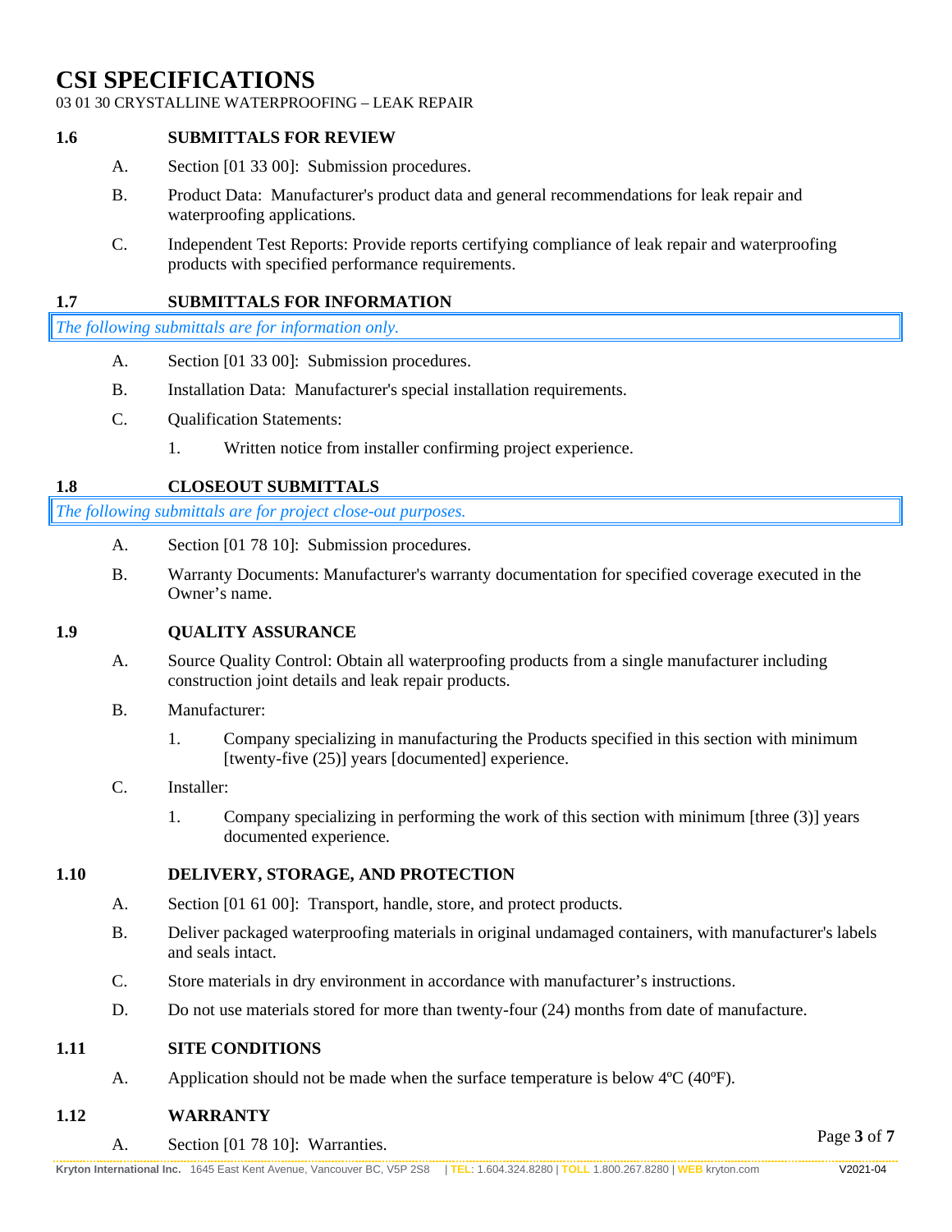### 1.6 SUBMITTALS FOR REVIEW

A. Section [01 33 00]: Submission procedures.

B. Product Data: Manufacturer's product data and general recommendations for leak repair and waterproofing applications.

C. Independent Test Reports: Provide reports certifying compliance of leak repair and waterproofing products with specified performance requirements.

### 1.7 SUBMITTALS FOR INFORMATION

*The following submittals are for information only.*

A. Section [01 33 00]: Submission procedures.

B. Installation Data: Manufacturer's special installation requirements.

C. Qualification Statements:

1. Written notice from installer confirming project experience.

### 1.8 CLOSEOUT SUBMITTALS

*The following submittals are for project close-out purposes.*

A. Section [01 78 10]: Submission procedures.

B. Warranty Documents: Manufacturer's warranty documentation for specified coverage executed in the Owner's name.

### 1.9 QUALITY ASSURANCE

A. Source Quality Control: Obtain all waterproofing products from a single manufacturer including construction joint details and leak repair products.

B. Manufacturer:

1. Company specializing in manufacturing the Products specified in this section with minimum [twenty-five (25)] years [documented] experience.

C. Installer:

1. Company specializing in performing the work of this section with minimum [three (3)] years documented experience.

### 1.10 DELIVERY, STORAGE, AND PROTECTION

A. Section [01 61 00]: Transport, handle, store, and protect products.

B. Deliver packaged waterproofing materials in original undamaged containers, with manufacturer's labels and seals intact.

C. Store materials in dry environment in accordance with manufacturer's instructions.

D. Do not use materials stored for more than twenty-four (24) months from date of manufacture.

### 1.11 SITE CONDITIONS

A. Application should not be made when the surface temperature is below 4ºC (40ºF).

### 1.12 WARRANTY

A. Section [01 78 10]: Warranties.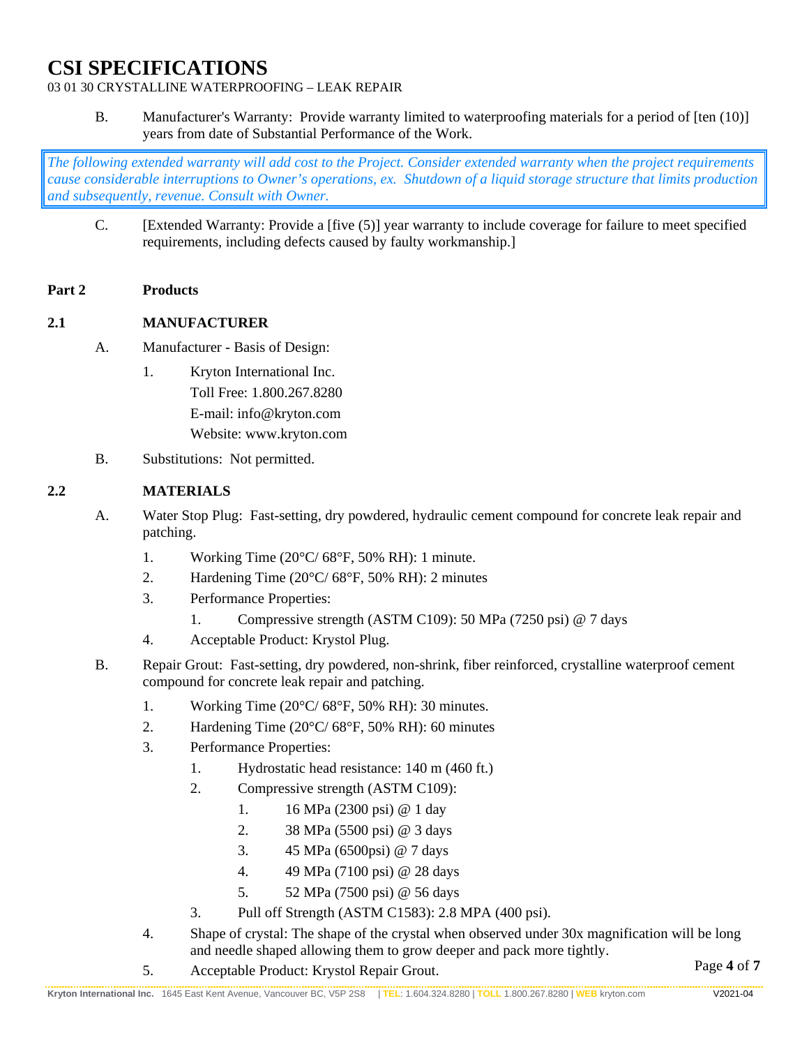B. Manufacturer's Warranty: Provide warranty limited to waterproofing materials for a period of [ten (10)] years from date of Substantial Performance of the Work.

*The following extended warranty will add cost to the Project. Consider extended warranty when the project requirements cause considerable interruptions to Owner's operations, ex. Shutdown of a liquid storage structure that limits production and subsequently, revenue. Consult with Owner.*

C. [Extended Warranty: Provide a [five (5)] year warranty to include coverage for failure to meet specified requirements, including defects caused by faulty workmanship.]

## Part 2 Products

### 2.1 MANUFACTURER

A. Manufacturer - Basis of Design:

1. Kryton International Inc.
   Toll Free: 1.800.267.8280
   E-mail: info@kryton.com
   Website: www.kryton.com

B. Substitutions: Not permitted.

### 2.2 MATERIALS

A. Water Stop Plug: Fast-setting, dry powdered, hydraulic cement compound for concrete leak repair and patching.

1. Working Time (20°C/ 68°F, 50% RH): 1 minute.
2. Hardening Time (20°C/ 68°F, 50% RH): 2 minutes
3. Performance Properties:
   1. Compressive strength (ASTM C109): 50 MPa (7250 psi) @ 7 days
4. Acceptable Product: Krystol Plug.

B. Repair Grout: Fast-setting, dry powdered, non-shrink, fiber reinforced, crystalline waterproof cement compound for concrete leak repair and patching.

1. Working Time (20°C/ 68°F, 50% RH): 30 minutes.
2. Hardening Time (20°C/ 68°F, 50% RH): 60 minutes
3. Performance Properties:
   1. Hydrostatic head resistance: 140 m (460 ft.)
   2. Compressive strength (ASTM C109):
      1. 16 MPa (2300 psi) @ 1 day
      2. 38 MPa (5500 psi) @ 3 days
      3. 45 MPa (6500psi) @ 7 days
      4. 49 MPa (7100 psi) @ 28 days
      5. 52 MPa (7500 psi) @ 56 days
   3. Pull off Strength (ASTM C1583): 2.8 MPA (400 psi).
4. Shape of crystal: The shape of the crystal when observed under 30x magnification will be long and needle shaped allowing them to grow deeper and pack more tightly.
5. Acceptable Product: Krystol Repair Grout.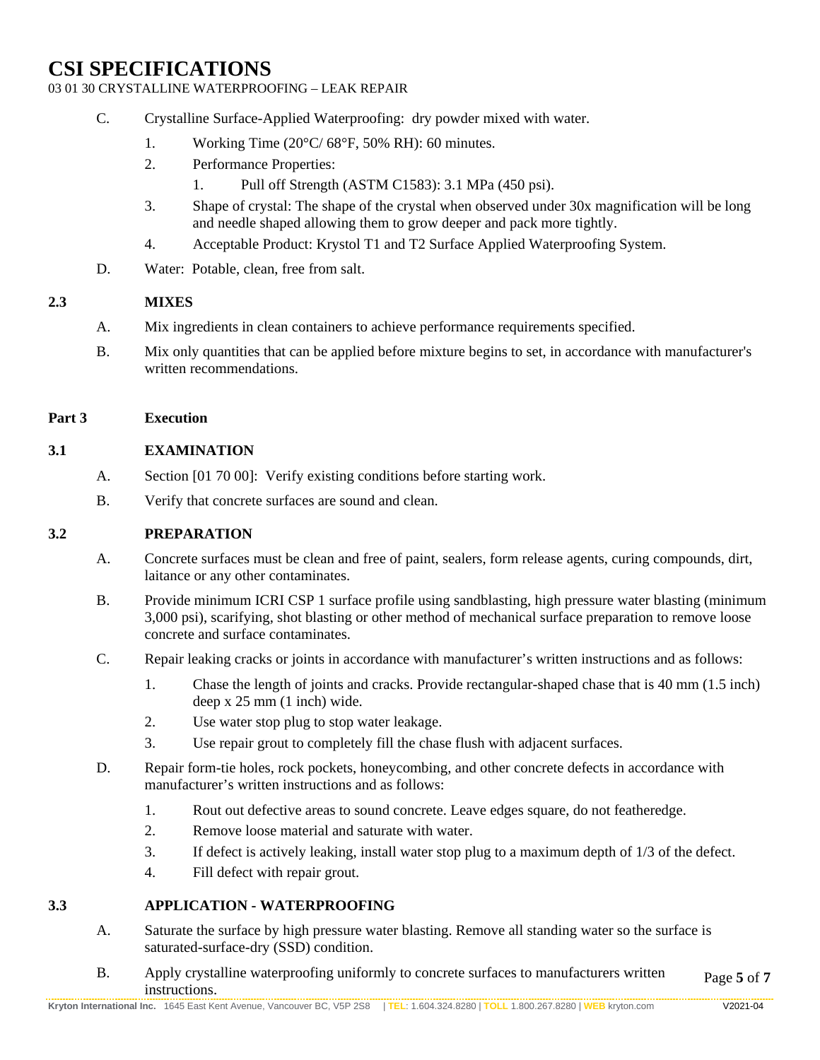C. Crystalline Surface-Applied Waterproofing: dry powder mixed with water.

1. Working Time (20°C/ 68°F, 50% RH): 60 minutes.
2. Performance Properties:
    1. Pull off Strength (ASTM C1583): 3.1 MPa (450 psi).
3. Shape of crystal: The shape of the crystal when observed under 30x magnification will be long and needle shaped allowing them to grow deeper and pack more tightly.
4. Acceptable Product: Krystol T1 and T2 Surface Applied Waterproofing System.

D. Water: Potable, clean, free from salt.

### 2.3 MIXES

A. Mix ingredients in clean containers to achieve performance requirements specified.

B. Mix only quantities that can be applied before mixture begins to set, in accordance with manufacturer's written recommendations.

## Part 3 Execution

### 3.1 EXAMINATION

A. Section [01 70 00]: Verify existing conditions before starting work.

B. Verify that concrete surfaces are sound and clean.

### 3.2 PREPARATION

A. Concrete surfaces must be clean and free of paint, sealers, form release agents, curing compounds, dirt, laitance or any other contaminates.

B. Provide minimum ICRI CSP 1 surface profile using sandblasting, high pressure water blasting (minimum 3,000 psi), scarifying, shot blasting or other method of mechanical surface preparation to remove loose concrete and surface contaminates.

C. Repair leaking cracks or joints in accordance with manufacturer's written instructions and as follows:

1. Chase the length of joints and cracks. Provide rectangular-shaped chase that is 40 mm (1.5 inch) deep x 25 mm (1 inch) wide.
2. Use water stop plug to stop water leakage.
3. Use repair grout to completely fill the chase flush with adjacent surfaces.

D. Repair form-tie holes, rock pockets, honeycombing, and other concrete defects in accordance with manufacturer's written instructions and as follows:

1. Rout out defective areas to sound concrete. Leave edges square, do not featheredge.
2. Remove loose material and saturate with water.
3. If defect is actively leaking, install water stop plug to a maximum depth of 1/3 of the defect.
4. Fill defect with repair grout.

### 3.3 APPLICATION - WATERPROOFING

A. Saturate the surface by high pressure water blasting. Remove all standing water so the surface is saturated-surface-dry (SSD) condition.

B. Apply crystalline waterproofing uniformly to concrete surfaces to manufacturers written instructions.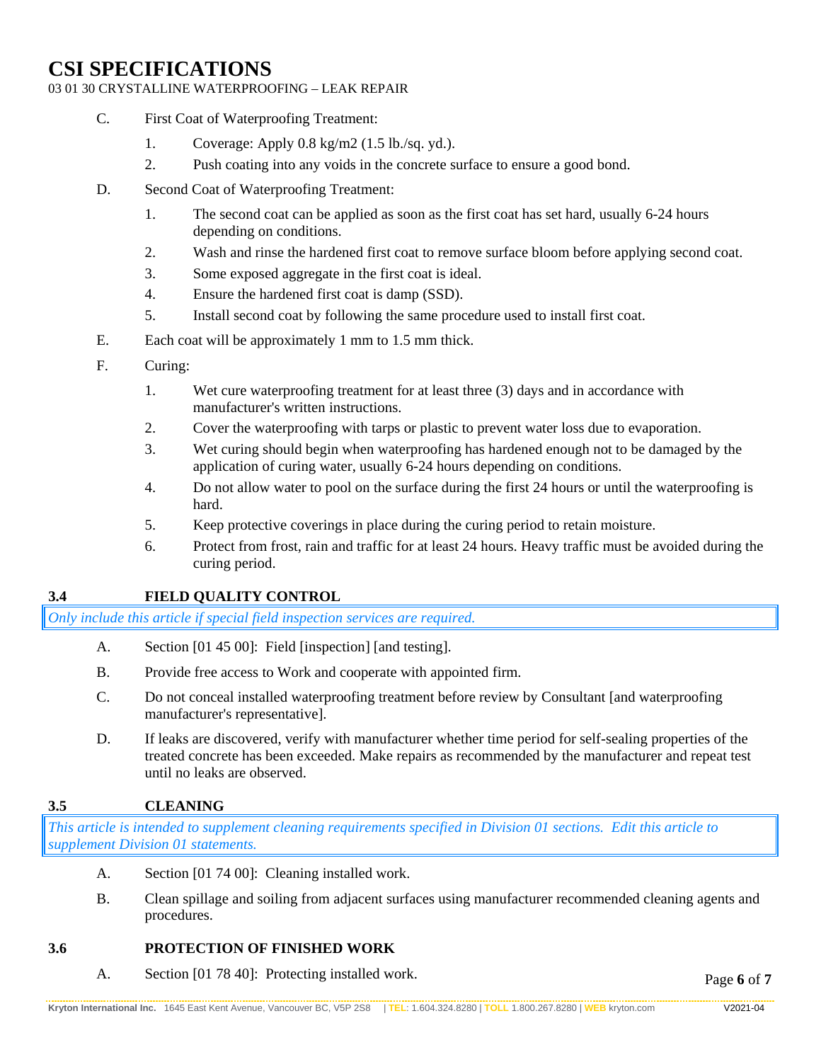C. First Coat of Waterproofing Treatment:

1. Coverage: Apply 0.8 kg/m2 (1.5 lb./sq. yd.).
2. Push coating into any voids in the concrete surface to ensure a good bond.

D. Second Coat of Waterproofing Treatment:

1. The second coat can be applied as soon as the first coat has set hard, usually 6-24 hours depending on conditions.
2. Wash and rinse the hardened first coat to remove surface bloom before applying second coat.
3. Some exposed aggregate in the first coat is ideal.
4. Ensure the hardened first coat is damp (SSD).
5. Install second coat by following the same procedure used to install first coat.

E. Each coat will be approximately 1 mm to 1.5 mm thick.

F. Curing:

1. Wet cure waterproofing treatment for at least three (3) days and in accordance with manufacturer's written instructions.
2. Cover the waterproofing with tarps or plastic to prevent water loss due to evaporation.
3. Wet curing should begin when waterproofing has hardened enough not to be damaged by the application of curing water, usually 6-24 hours depending on conditions.
4. Do not allow water to pool on the surface during the first 24 hours or until the waterproofing is hard.
5. Keep protective coverings in place during the curing period to retain moisture.
6. Protect from frost, rain and traffic for at least 24 hours. Heavy traffic must be avoided during the curing period.

### 3.4 FIELD QUALITY CONTROL

*Only include this article if special field inspection services are required.*

A. Section [01 45 00]: Field [inspection] [and testing].

B. Provide free access to Work and cooperate with appointed firm.

C. Do not conceal installed waterproofing treatment before review by Consultant [and waterproofing manufacturer's representative].

D. If leaks are discovered, verify with manufacturer whether time period for self-sealing properties of the treated concrete has been exceeded. Make repairs as recommended by the manufacturer and repeat test until no leaks are observed.

### 3.5 CLEANING

*This article is intended to supplement cleaning requirements specified in Division 01 sections. Edit this article to supplement Division 01 statements.*

A. Section [01 74 00]: Cleaning installed work.

B. Clean spillage and soiling from adjacent surfaces using manufacturer recommended cleaning agents and procedures.

### 3.6 PROTECTION OF FINISHED WORK

A. Section [01 78 40]: Protecting installed work.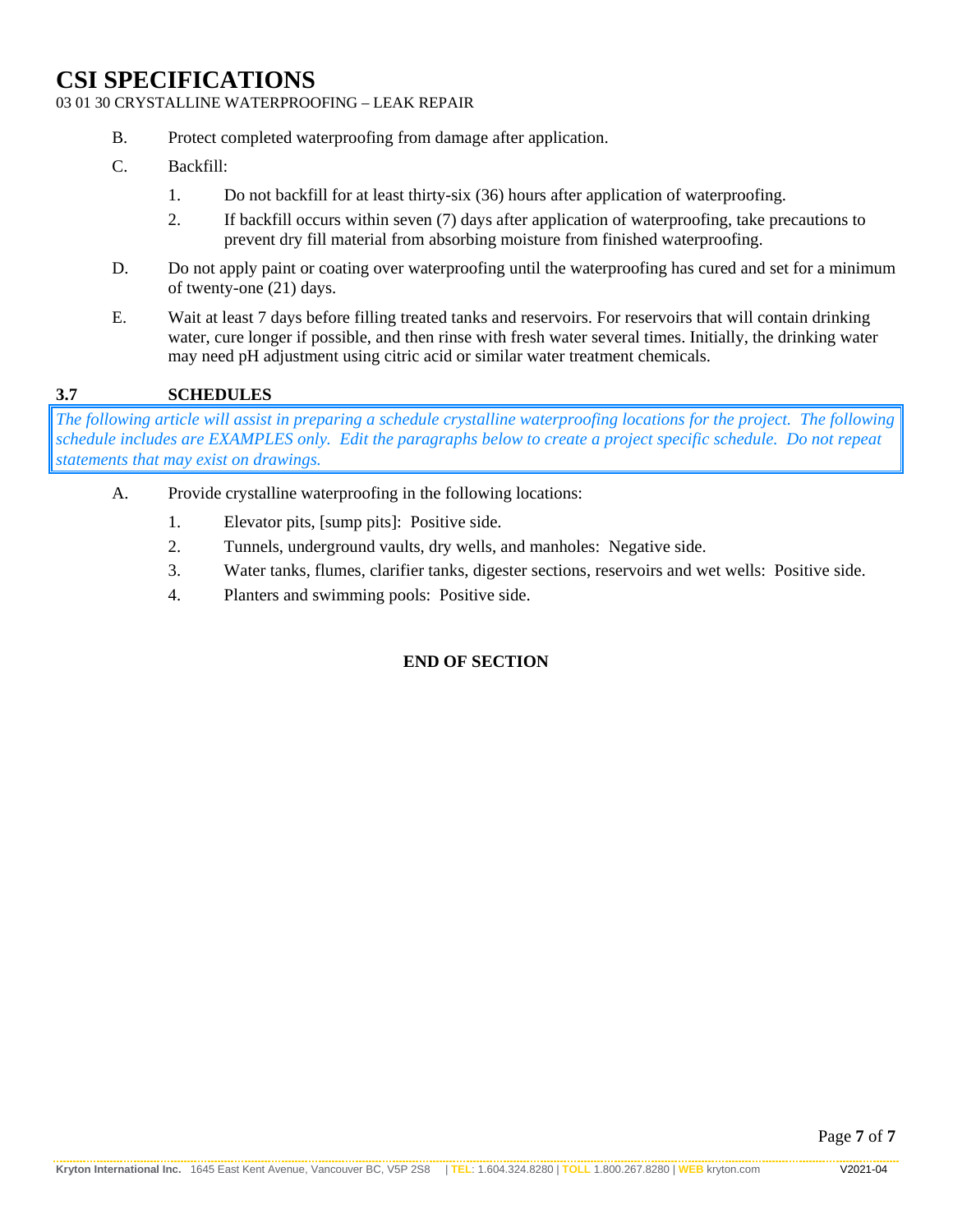B. Protect completed waterproofing from damage after application.

C. Backfill:

1. Do not backfill for at least thirty-six (36) hours after application of waterproofing.
2. If backfill occurs within seven (7) days after application of waterproofing, take precautions to prevent dry fill material from absorbing moisture from finished waterproofing.

D. Do not apply paint or coating over waterproofing until the waterproofing has cured and set for a minimum of twenty-one (21) days.

E. Wait at least 7 days before filling treated tanks and reservoirs. For reservoirs that will contain drinking water, cure longer if possible, and then rinse with fresh water several times. Initially, the drinking water may need pH adjustment using citric acid or similar water treatment chemicals.

### 3.7 SCHEDULES

*The following article will assist in preparing a schedule crystalline waterproofing locations for the project. The following schedule includes are EXAMPLES only. Edit the paragraphs below to create a project specific schedule. Do not repeat statements that may exist on drawings.*

A. Provide crystalline waterproofing in the following locations:

1. Elevator pits, [sump pits]: Positive side.
2. Tunnels, underground vaults, dry wells, and manholes: Negative side.
3. Water tanks, flumes, clarifier tanks, digester sections, reservoirs and wet wells: Positive side.
4. Planters and swimming pools: Positive side.

**END OF SECTION**